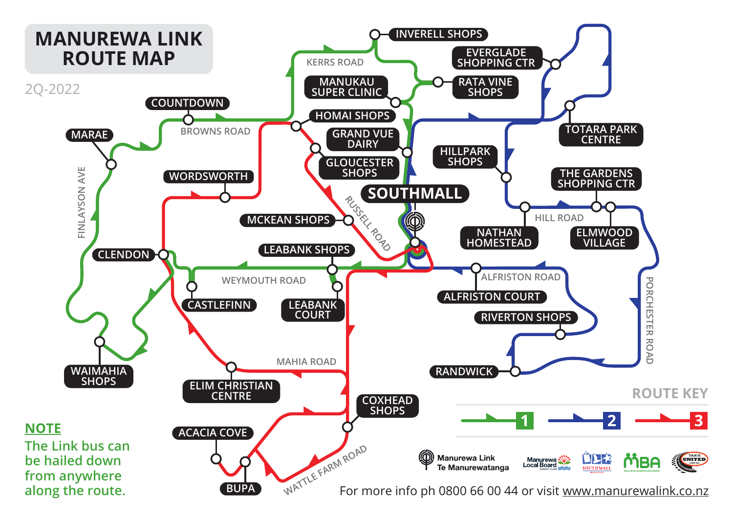# MANUREWA LINK ROUTE MAP

2Q-2022

INVERELL SHOPS

EVERGLADE SHOPPING CTR

KERRS ROAD

MANUKAU SUPER CLINIC

RATA VINE SHOPS

COUNTDOWN

HOMAI SHOPS

TOTARA PARK CENTRE

BROWNS ROAD

GRAND VUE DAIRY

MARAE

GLOUCESTER SHOPS

HILLPARK SHOPS

WORDSWORTH

SOUTHMALL

THE GARDENS SHOPPING CTR

FINLAYSON AVE

RUSSELL ROAD

MCKEAN SHOPS

HILL ROAD

NATHAN HOMESTEAD

ELMWOOD VILLAGE

LEABANK SHOPS

CLENDON

ALFRISTON ROAD

WEYMOUTH ROAD

ALFRISTON COURT

CASTLEFINN

LEABANK COURT

RIVERTON SHOPS

PORCHESTER ROAD

WAIMAHIA SHOPS

MAHIA ROAD

RANDWICK

ELIM CHRISTIAN CENTRE

COXHEAD SHOPS

ROUTE KEY

1 | 2 | 3

NOTE

The Link bus can be hailed down from anywhere along the route.

ACACIA COVE

BUPA

WATTLE FARM ROAD

Manurewa Link Te Manurewatanga

Manurewa Local Board

SOUTHMALL

MBA

TAXIS UNITED

For more info ph 0800 66 00 44 or visit www.manurewalink.co.nz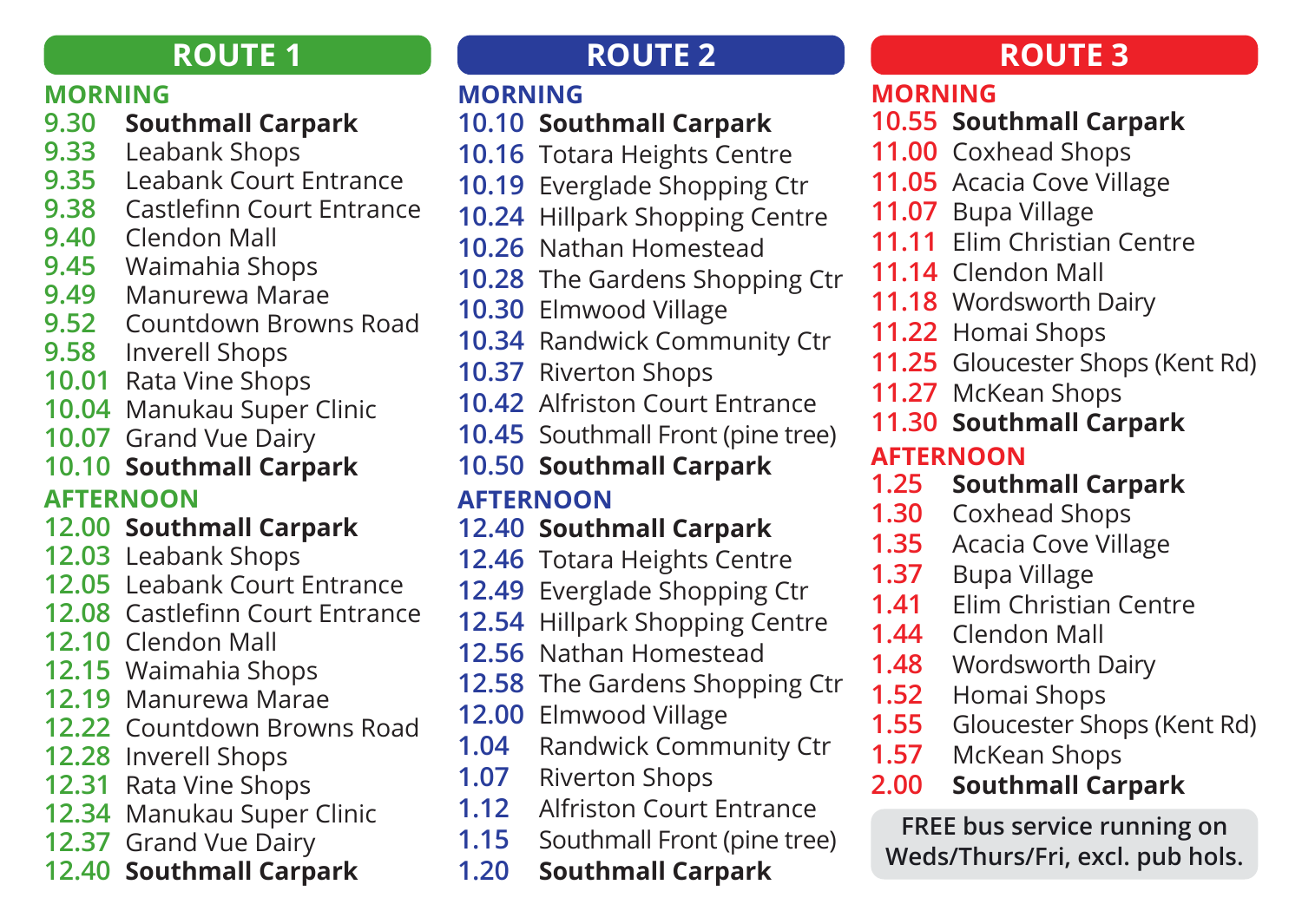## ROUTE 1

### MORNING

| | |
|---|---|
| 9.30 | **Southmall Carpark** |
| 9.33 | Leabank Shops |
| 9.35 | Leabank Court Entrance |
| 9.38 | Castlefinn Court Entrance |
| 9.40 | Clendon Mall |
| 9.45 | Waimahia Shops |
| 9.49 | Manurewa Marae |
| 9.52 | Countdown Browns Road |
| 9.58 | Inverell Shops |
| 10.01 | Rata Vine Shops |
| 10.04 | Manukau Super Clinic |
| 10.07 | Grand Vue Dairy |
| 10.10 | **Southmall Carpark** |

### AFTERNOON

| | |
|---|---|
| 12.00 | **Southmall Carpark** |
| 12.03 | Leabank Shops |
| 12.05 | Leabank Court Entrance |
| 12.08 | Castlefinn Court Entrance |
| 12.10 | Clendon Mall |
| 12.15 | Waimahia Shops |
| 12.19 | Manurewa Marae |
| 12.22 | Countdown Browns Road |
| 12.28 | Inverell Shops |
| 12.31 | Rata Vine Shops |
| 12.34 | Manukau Super Clinic |
| 12.37 | Grand Vue Dairy |
| 12.40 | **Southmall Carpark** |

## ROUTE 2

### MORNING

| | |
|---|---|
| 10.10 | **Southmall Carpark** |
| 10.16 | Totara Heights Centre |
| 10.19 | Everglade Shopping Ctr |
| 10.24 | Hillpark Shopping Centre |
| 10.26 | Nathan Homestead |
| 10.28 | The Gardens Shopping Ctr |
| 10.30 | Elmwood Village |
| 10.34 | Randwick Community Ctr |
| 10.37 | Riverton Shops |
| 10.42 | Alfriston Court Entrance |
| 10.45 | Southmall Front (pine tree) |
| 10.50 | **Southmall Carpark** |

### AFTERNOON

| | |
|---|---|
| 12.40 | **Southmall Carpark** |
| 12.46 | Totara Heights Centre |
| 12.49 | Everglade Shopping Ctr |
| 12.54 | Hillpark Shopping Centre |
| 12.56 | Nathan Homestead |
| 12.58 | The Gardens Shopping Ctr |
| 12.00 | Elmwood Village |
| 1.04 | Randwick Community Ctr |
| 1.07 | Riverton Shops |
| 1.12 | Alfriston Court Entrance |
| 1.15 | Southmall Front (pine tree) |
| 1.20 | **Southmall Carpark** |

## ROUTE 3

### MORNING

| | |
|---|---|
| 10.55 | **Southmall Carpark** |
| 11.00 | Coxhead Shops |
| 11.05 | Acacia Cove Village |
| 11.07 | Bupa Village |
| 11.11 | Elim Christian Centre |
| 11.14 | Clendon Mall |
| 11.18 | Wordsworth Dairy |
| 11.22 | Homai Shops |
| 11.25 | Gloucester Shops (Kent Rd) |
| 11.27 | McKean Shops |
| 11.30 | **Southmall Carpark** |

### AFTERNOON

| | |
|---|---|
| 1.25 | **Southmall Carpark** |
| 1.30 | Coxhead Shops |
| 1.35 | Acacia Cove Village |
| 1.37 | Bupa Village |
| 1.41 | Elim Christian Centre |
| 1.44 | Clendon Mall |
| 1.48 | Wordsworth Dairy |
| 1.52 | Homai Shops |
| 1.55 | Gloucester Shops (Kent Rd) |
| 1.57 | McKean Shops |
| 2.00 | **Southmall Carpark** |

FREE bus service running on Weds/Thurs/Fri, excl. pub hols.